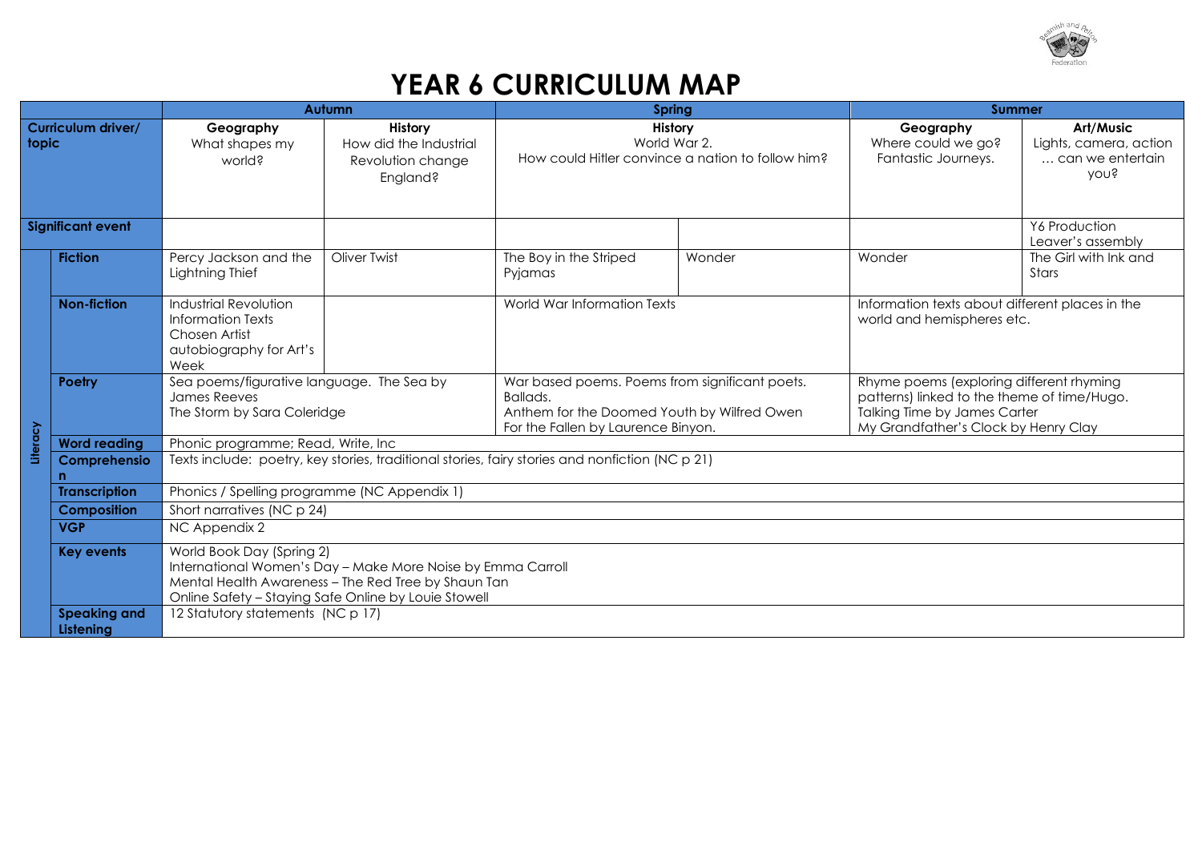# YEAR 6 CURRICULUM MAP

| | | Autumn | | Spring | | Summer | |
|---|---|---|---|---|---|---|---|
| **Curriculum driver/ topic** | | **Geography** What shapes my world? | **History** How did the Industrial Revolution change England? | **History** World War 2. How could Hitler convince a nation to follow him? | | **Geography** Where could we go? Fantastic Journeys. | **Art/Music** Lights, camera, action … can we entertain you? |
| **Significant event** | | | | | | | Y6 Production Leaver's assembly |
| Literacy | **Fiction** | Percy Jackson and the Lightning Thief | Oliver Twist | The Boy in the Striped Pyjamas | Wonder | Wonder | The Girl with Ink and Stars |
| | **Non-fiction** | Industrial Revolution Information Texts Chosen Artist autobiography for Art's Week | | World War Information Texts | | Information texts about different places in the world and hemispheres etc. | |
| | **Poetry** | Sea poems/figurative language. The Sea by James Reeves The Storm by Sara Coleridge | | War based poems. Poems from significant poets. Ballads. Anthem for the Doomed Youth by Wilfred Owen For the Fallen by Laurence Binyon. | | Rhyme poems (exploring different rhyming patterns) linked to the theme of time/Hugo. Talking Time by James Carter My Grandfather's Clock by Henry Clay | |
| | **Word reading** | Phonic programme; Read, Write, Inc | | | | | |
| | **Comprehension** | Texts include: poetry, key stories, traditional stories, fairy stories and nonfiction (NC p 21) | | | | | |
| | **Transcription** | Phonics / Spelling programme (NC Appendix 1) | | | | | |
| | **Composition** | Short narratives (NC p 24) | | | | | |
| | **VGP** | NC Appendix 2 | | | | | |
| | **Key events** | World Book Day (Spring 2) International Women's Day – Make More Noise by Emma Carroll Mental Health Awareness – The Red Tree by Shaun Tan Online Safety – Staying Safe Online by Louie Stowell | | | | | |
| | **Speaking and Listening** | 12 Statutory statements (NC p 17) | | | | | |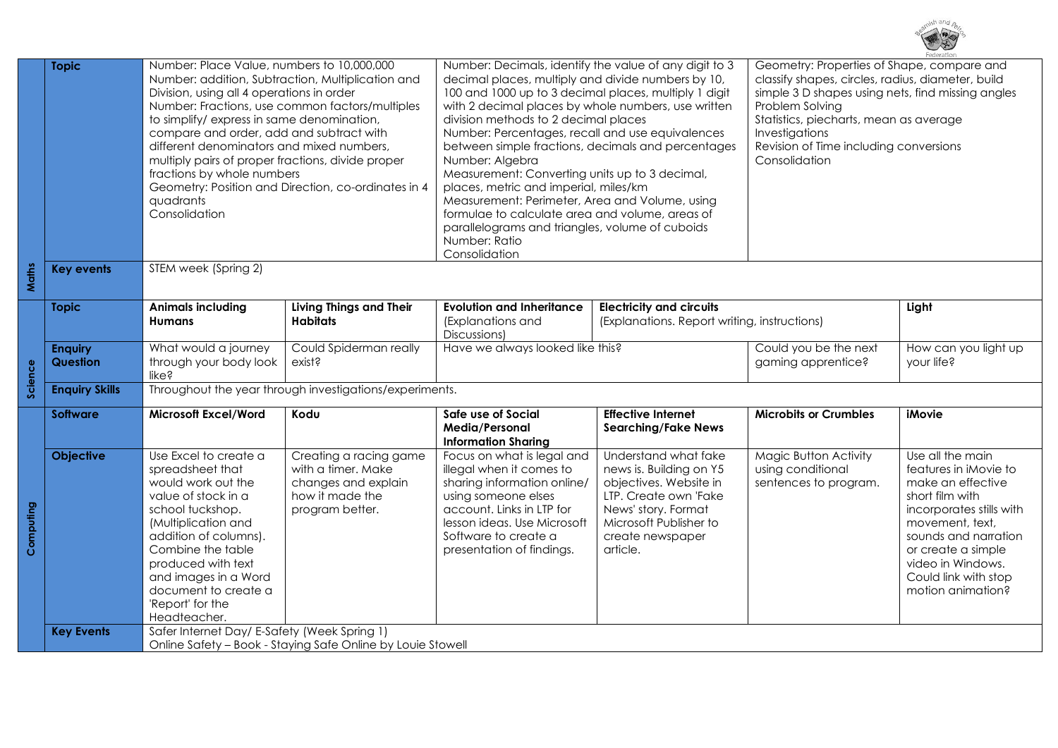| | | | | | | | |
|---|---|---|---|---|---|---|---|
| **Maths** | **Topic** | Number: Place Value, numbers to 10,000,000<br>Number: addition, Subtraction, Multiplication and Division, using all 4 operations in order<br>Number: Fractions, use common factors/multiples to simplify/ express in same denomination, compare and order, add and subtract with different denominators and mixed numbers, multiply pairs of proper fractions, divide proper fractions by whole numbers<br>Geometry: Position and Direction, co-ordinates in 4 quadrants<br>Consolidation | | Number: Decimals, identify the value of any digit to 3 decimal places, multiply and divide numbers by 10, 100 and 1000 up to 3 decimal places, multiply 1 digit with 2 decimal places by whole numbers, use written division methods to 2 decimal places<br>Number: Percentages, recall and use equivalences between simple fractions, decimals and percentages<br>Number: Algebra<br>Measurement: Converting units up to 3 decimal, places, metric and imperial, miles/km<br>Measurement: Perimeter, Area and Volume, using formulae to calculate area and volume, areas of parallelograms and triangles, volume of cuboids<br>Number: Ratio<br>Consolidation | | Geometry: Properties of Shape, compare and classify shapes, circles, radius, diameter, build simple 3 D shapes using nets, find missing angles<br>Problem Solving<br>Statistics, piecharts, mean as average<br>Investigations<br>Revision of Time including conversions<br>Consolidation | |
| | **Key events** | STEM week (Spring 2) | | | | | |
| **Science** | **Topic** | **Animals including Humans** | **Living Things and Their Habitats** | **Evolution and Inheritance** (Explanations and Discussions) | **Electricity and circuits** (Explanations. Report writing, instructions) | | **Light** |
| | **Enquiry Question** | What would a journey through your body look like? | Could Spiderman really exist? | Have we always looked like this? | | Could you be the next gaming apprentice? | How can you light up your life? |
| | **Enquiry Skills** | Throughout the year through investigations/experiments. | | | | | |
| **Computing** | **Software** | **Microsoft Excel/Word** | **Kodu** | **Safe use of Social Media/Personal Information Sharing** | **Effective Internet Searching/Fake News** | **Microbits or Crumbles** | **iMovie** |
| | **Objective** | Use Excel to create a spreadsheet that would work out the value of stock in a school tuckshop. (Multiplication and addition of columns). Combine the table produced with text and images in a Word document to create a 'Report' for the Headteacher. | Creating a racing game with a timer. Make changes and explain how it made the program better. | Focus on what is legal and illegal when it comes to sharing information online/ using someone elses account. Links in LTP for lesson ideas. Use Microsoft Software to create a presentation of findings. | Understand what fake news is. Building on Y5 objectives. Website in LTP. Create own 'Fake News' story. Format Microsoft Publisher to create newspaper article. | Magic Button Activity using conditional sentences to program. | Use all the main features in iMovie to make an effective short film with incorporates stills with movement, text, sounds and narration or create a simple video in Windows. Could link with stop motion animation? |
| | **Key Events** | Safer Internet Day/ E-Safety (Week Spring 1)<br>Online Safety – Book - Staying Safe Online by Louie Stowell | | | | | |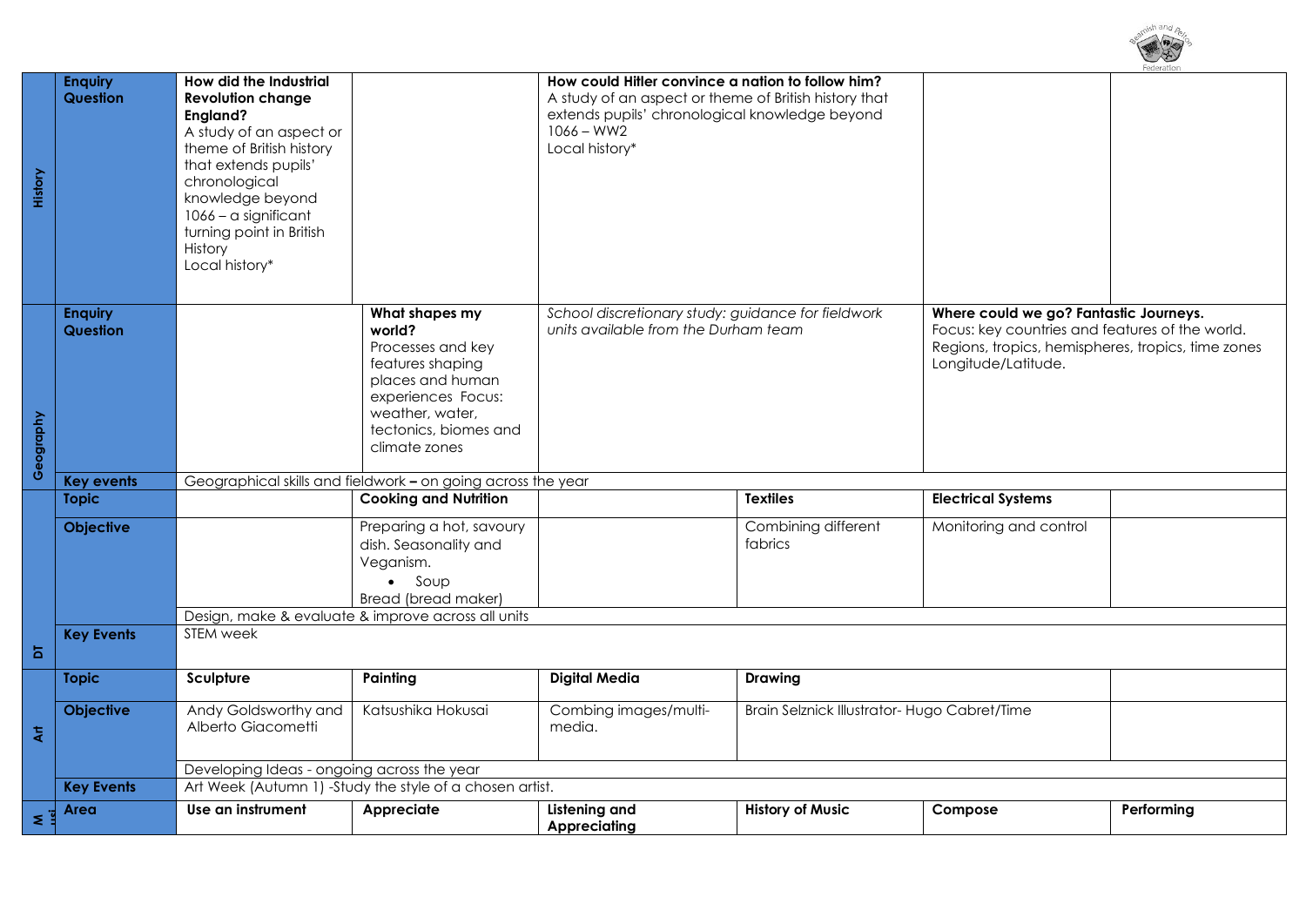| | | | | | | | |
|---|---|---|---|---|---|---|---|
| History | **Enquiry Question** | **How did the Industrial Revolution change England?** A study of an aspect or theme of British history that extends pupils' chronological knowledge beyond 1066 – a significant turning point in British History Local history* | | **How could Hitler convince a nation to follow him?** A study of an aspect or theme of British history that extends pupils' chronological knowledge beyond 1066 – WW2 Local history* | | | |
| Geography | **Enquiry Question** | | **What shapes my world?** Processes and key features shaping places and human experiences Focus: weather, water, tectonics, biomes and climate zones | *School discretionary study: guidance for fieldwork units available from the Durham team* | | **Where could we go? Fantastic Journeys.** Focus: key countries and features of the world. Regions, tropics, hemispheres, tropics, time zones Longitude/Latitude. | |
| | **Key events** | Geographical skills and fieldwork **–** on going across the year | | | | | |
| DT | **Topic** | | **Cooking and Nutrition** | | **Textiles** | **Electrical Systems** | |
| | **Objective** | | Preparing a hot, savoury dish. Seasonality and Veganism. <br>• Soup <br>Bread (bread maker) | | Combining different fabrics | Monitoring and control | |
| | | Design, make & evaluate & improve across all units | | | | | |
| | **Key Events** | STEM week | | | | | |
| Art | **Topic** | **Sculpture** | **Painting** | **Digital Media** | **Drawing** | | |
| | **Objective** | Andy Goldsworthy and Alberto Giacometti | Katsushika Hokusai | Combing images/multi-media. | Brain Selznick Illustrator- Hugo Cabret/Time | | |
| | | Developing Ideas - ongoing across the year | | | | | |
| | **Key Events** | Art Week (Autumn 1) -Study the style of a chosen artist. | | | | | |
| Music | **Area** | **Use an instrument** | **Appreciate** | **Listening and Appreciating** | **History of Music** | **Compose** | **Performing** |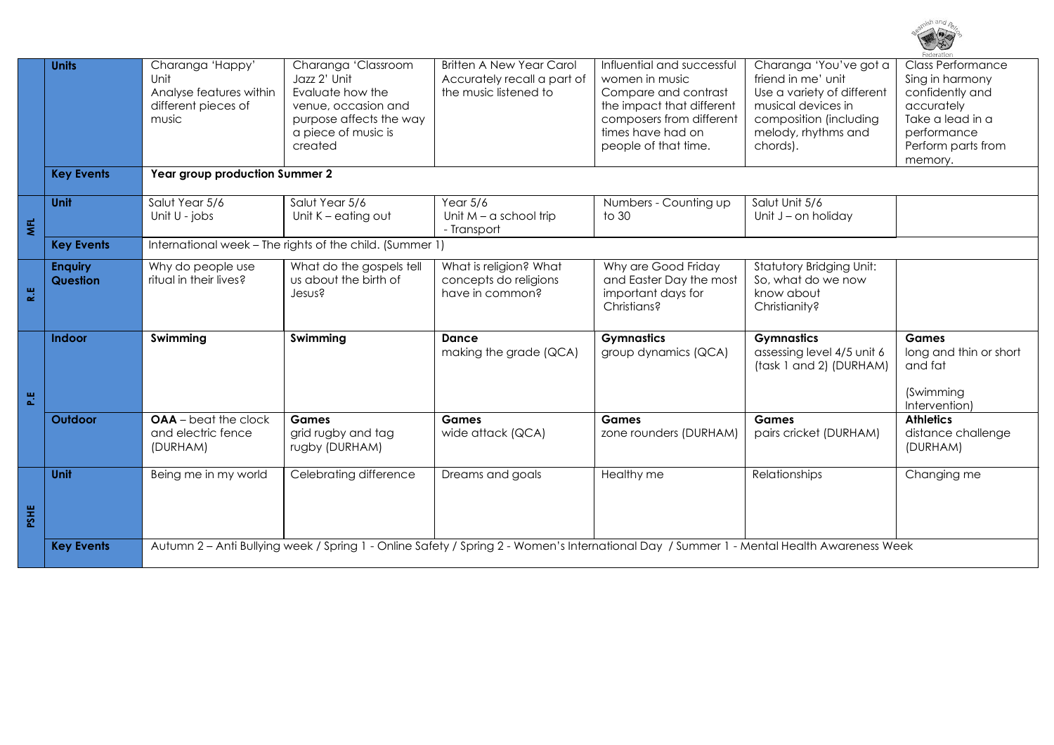| | | | | | | | |
|---|---|---|---|---|---|---|---|
| | **Units** | Charanga 'Happy' Unit<br>Analyse features within different pieces of music | Charanga 'Classroom Jazz 2' Unit<br>Evaluate how the venue, occasion and purpose affects the way a piece of music is created | Britten A New Year Carol<br>Accurately recall a part of the music listened to | Influential and successful women in music<br>Compare and contrast the impact that different composers from different times have had on people of that time. | Charanga 'You've got a friend in me' unit<br>Use a variety of different musical devices in composition (including melody, rhythms and chords). | Class Performance<br>Sing in harmony confidently and accurately<br>Take a lead in a performance<br>Perform parts from memory. |
| | **Key Events** | **Year group production Summer 2** | | | | | |
| **MFL** | **Unit** | Salut Year 5/6<br>Unit U - jobs | Salut Year 5/6<br>Unit K – eating out | Year 5/6<br>Unit M – a school trip - Transport | Numbers - Counting up to 30 | Salut Unit 5/6<br>Unit J – on holiday | |
| | **Key Events** | International week – The rights of the child. (Summer 1) | | | | | |
| **R.E** | **Enquiry Question** | Why do people use ritual in their lives? | What do the gospels tell us about the birth of Jesus? | What is religion? What concepts do religions have in common? | Why are Good Friday and Easter Day the most important days for Christians? | Statutory Bridging Unit: So, what do we now know about Christianity? | |
| **P.E** | **Indoor** | **Swimming** | **Swimming** | **Dance**<br>making the grade (QCA) | **Gymnastics**<br>group dynamics (QCA) | **Gymnastics**<br>assessing level 4/5 unit 6 (task 1 and 2) (DURHAM) | **Games**<br>long and thin or short and fat<br><br>(Swimming Intervention) |
| | **Outdoor** | **OAA** – beat the clock and electric fence (DURHAM) | **Games**<br>grid rugby and tag rugby (DURHAM) | **Games**<br>wide attack (QCA) | **Games**<br>zone rounders (DURHAM) | **Games**<br>pairs cricket (DURHAM) | **Athletics**<br>distance challenge (DURHAM) |
| **PSHE** | **Unit** | Being me in my world | Celebrating difference | Dreams and goals | Healthy me | Relationships | Changing me |
| | **Key Events** | Autumn 2 – Anti Bullying week / Spring 1 - Online Safety / Spring 2 - Women's International Day / Summer 1 - Mental Health Awareness Week | | | | | |